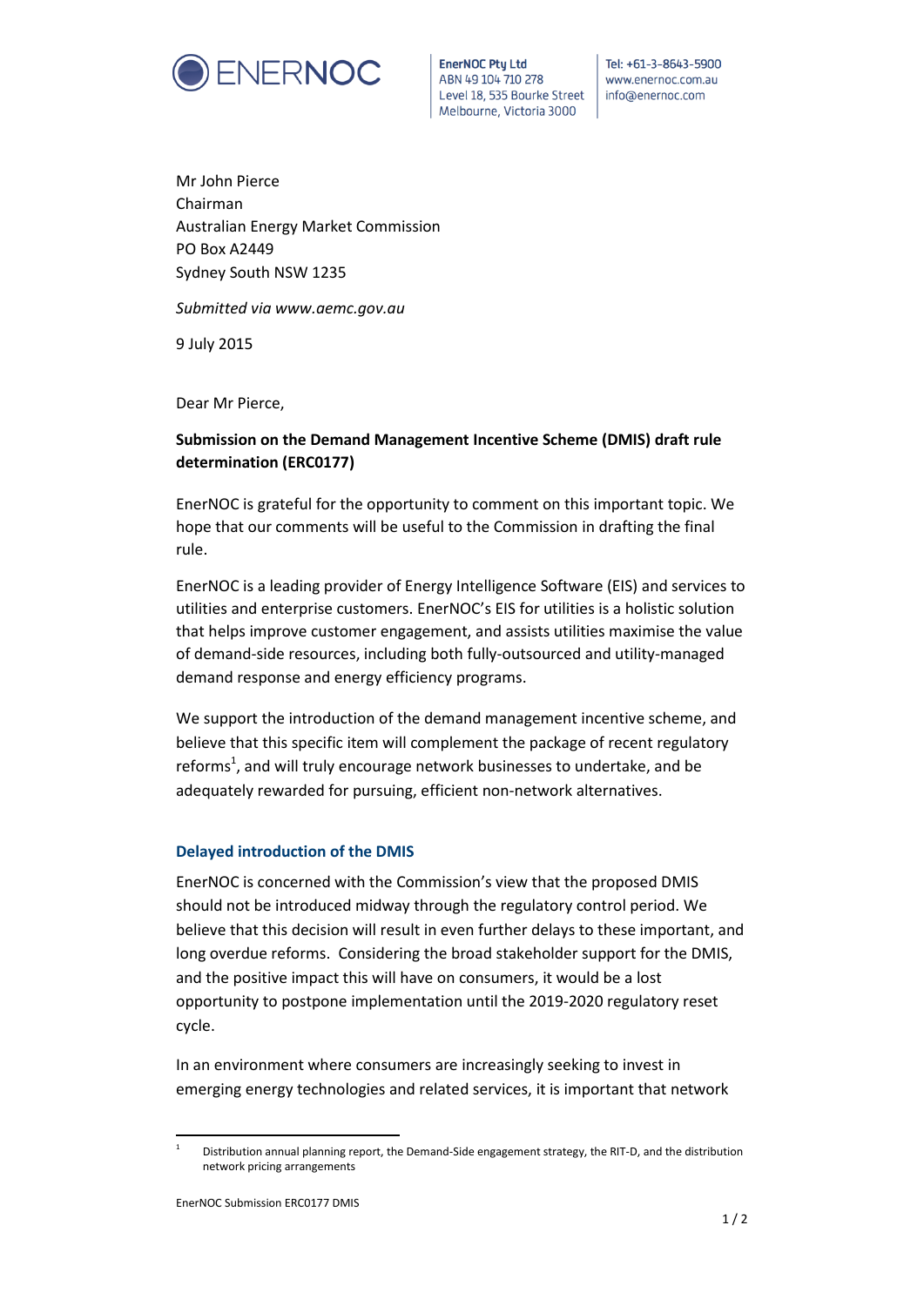ENERNOC

EnerNOC Pty Ltd
ABN 49 104 710 278
Level 18, 535 Bourke Street
Melbourne, Victoria 3000

Tel: +61-3-8643-5900
www.enernoc.com.au
info@enernoc.com

Mr John Pierce
Chairman
Australian Energy Market Commission
PO Box A2449
Sydney South NSW 1235

*Submitted via www.aemc.gov.au*

9 July 2015

Dear Mr Pierce,

**Submission on the Demand Management Incentive Scheme (DMIS) draft rule determination (ERC0177)**

EnerNOC is grateful for the opportunity to comment on this important topic. We hope that our comments will be useful to the Commission in drafting the final rule.

EnerNOC is a leading provider of Energy Intelligence Software (EIS) and services to utilities and enterprise customers. EnerNOC's EIS for utilities is a holistic solution that helps improve customer engagement, and assists utilities maximise the value of demand-side resources, including both fully-outsourced and utility-managed demand response and energy efficiency programs.

We support the introduction of the demand management incentive scheme, and believe that this specific item will complement the package of recent regulatory reforms[1], and will truly encourage network businesses to undertake, and be adequately rewarded for pursuing, efficient non-network alternatives.

## Delayed introduction of the DMIS

EnerNOC is concerned with the Commission's view that the proposed DMIS should not be introduced midway through the regulatory control period. We believe that this decision will result in even further delays to these important, and long overdue reforms. Considering the broad stakeholder support for the DMIS, and the positive impact this will have on consumers, it would be a lost opportunity to postpone implementation until the 2019-2020 regulatory reset cycle.

In an environment where consumers are increasingly seeking to invest in emerging energy technologies and related services, it is important that network

[1] Distribution annual planning report, the Demand-Side engagement strategy, the RIT-D, and the distribution network pricing arrangements

EnerNOC Submission ERC0177 DMIS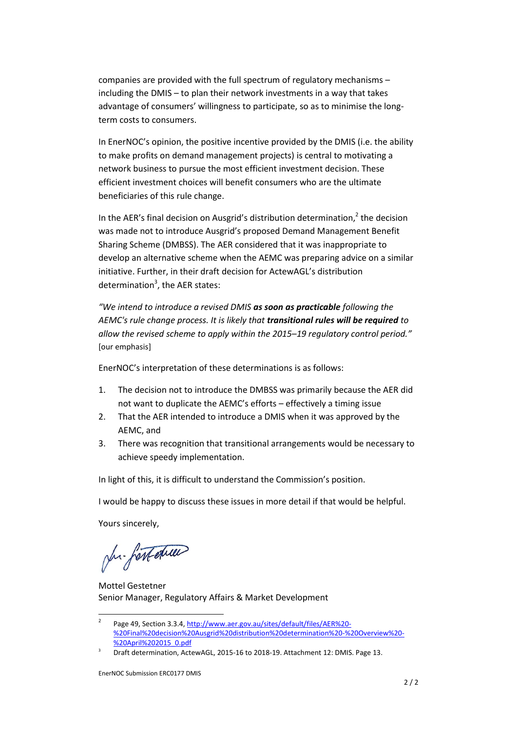companies are provided with the full spectrum of regulatory mechanisms – including the DMIS – to plan their network investments in a way that takes advantage of consumers' willingness to participate, so as to minimise the long-term costs to consumers.

In EnerNOC's opinion, the positive incentive provided by the DMIS (i.e. the ability to make profits on demand management projects) is central to motivating a network business to pursue the most efficient investment decision. These efficient investment choices will benefit consumers who are the ultimate beneficiaries of this rule change.

In the AER's final decision on Ausgrid's distribution determination,[2] the decision was made not to introduce Ausgrid's proposed Demand Management Benefit Sharing Scheme (DMBSS). The AER considered that it was inappropriate to develop an alternative scheme when the AEMC was preparing advice on a similar initiative. Further, in their draft decision for ActewAGL's distribution determination[3], the AER states:

*"We intend to introduce a revised DMIS **as soon as practicable** following the AEMC's rule change process. It is likely that **transitional rules will be required** to allow the revised scheme to apply within the 2015–19 regulatory control period."* [our emphasis]

EnerNOC's interpretation of these determinations is as follows:

1. The decision not to introduce the DMBSS was primarily because the AER did not want to duplicate the AEMC's efforts – effectively a timing issue
2. That the AER intended to introduce a DMIS when it was approved by the AEMC, and
3. There was recognition that transitional arrangements would be necessary to achieve speedy implementation.

In light of this, it is difficult to understand the Commission's position.

I would be happy to discuss these issues in more detail if that would be helpful.

Yours sincerely,

Mottel Gestetner
Senior Manager, Regulatory Affairs & Market Development

---

[2] Page 49, Section 3.3.4, http://www.aer.gov.au/sites/default/files/AER%20-%20Final%20decision%20Ausgrid%20distribution%20determination%20-%20Overview%20-%20April%202015_0.pdf

[3] Draft determination, ActewAGL, 2015-16 to 2018-19. Attachment 12: DMIS. Page 13.

EnerNOC Submission ERC0177 DMIS